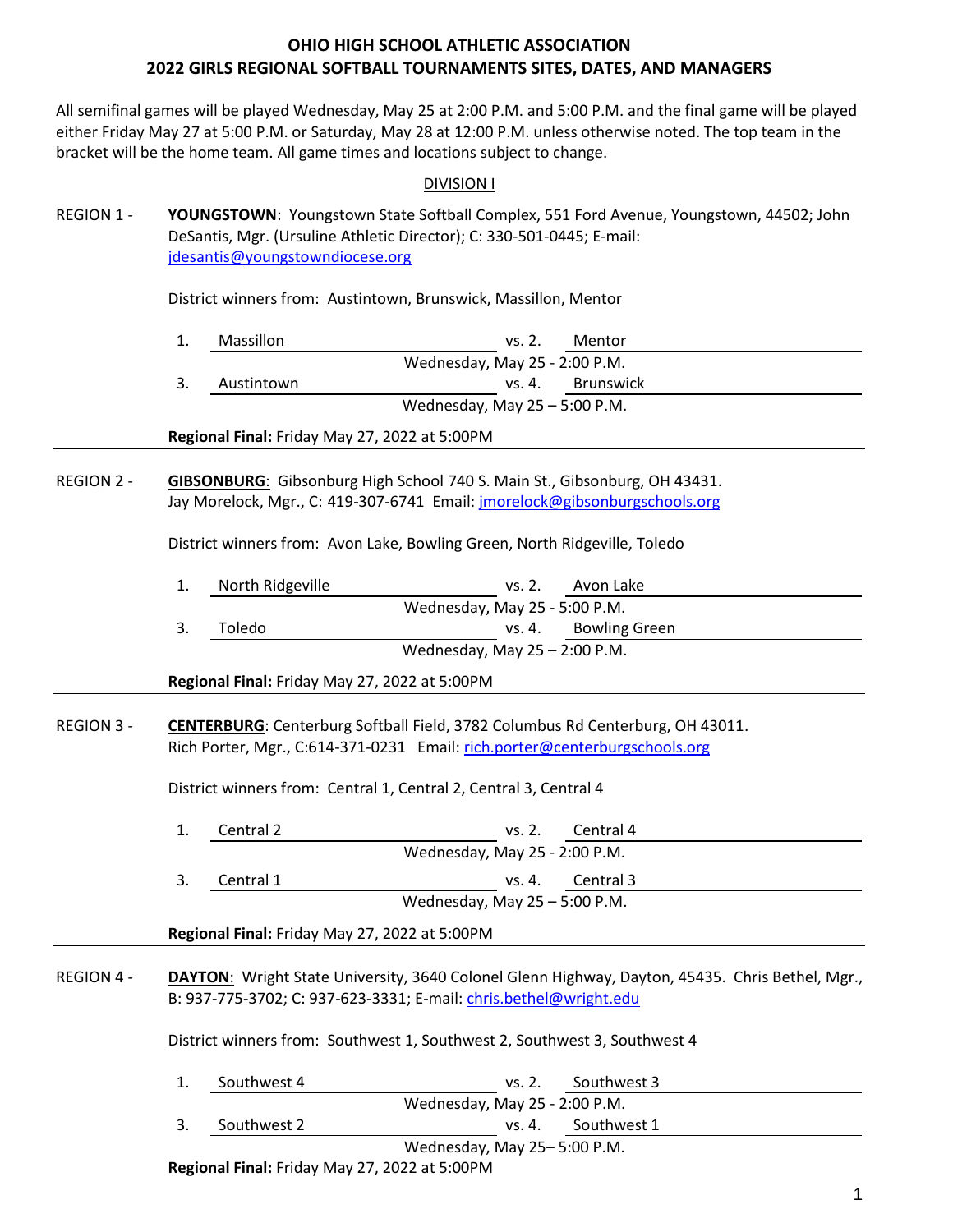# OHIO HIGH SCHOOL ATHLETIC ASSOCIATION
# 2022 GIRLS REGIONAL SOFTBALL TOURNAMENTS SITES, DATES, AND MANAGERS

All semifinal games will be played Wednesday, May 25 at 2:00 P.M. and 5:00 P.M. and the final game will be played either Friday May 27 at 5:00 P.M. or Saturday, May 28 at 12:00 P.M. unless otherwise noted. The top team in the bracket will be the home team. All game times and locations subject to change.

## DIVISION I

REGION 1 - **YOUNGSTOWN**: Youngstown State Softball Complex, 551 Ford Avenue, Youngstown, 44502; John DeSantis, Mgr. (Ursuline Athletic Director); C: 330-501-0445; E-mail: jdesantis@youngstowndiocese.org

District winners from: Austintown, Brunswick, Massillon, Mentor

1. Massillon vs. 2. Mentor
   Wednesday, May 25 - 2:00 P.M.
3. Austintown vs. 4. Brunswick
   Wednesday, May 25 – 5:00 P.M.

**Regional Final:** Friday May 27, 2022 at 5:00PM

---

REGION 2 - **GIBSONBURG**: Gibsonburg High School 740 S. Main St., Gibsonburg, OH 43431. Jay Morelock, Mgr., C: 419-307-6741 Email: jmorelock@gibsonburgschools.org

District winners from: Avon Lake, Bowling Green, North Ridgeville, Toledo

1. North Ridgeville vs. 2. Avon Lake
   Wednesday, May 25 - 5:00 P.M.
3. Toledo vs. 4. Bowling Green
   Wednesday, May 25 – 2:00 P.M.

**Regional Final:** Friday May 27, 2022 at 5:00PM

---

REGION 3 - **CENTERBURG**: Centerburg Softball Field, 3782 Columbus Rd Centerburg, OH 43011. Rich Porter, Mgr., C:614-371-0231 Email: rich.porter@centerburgschools.org

District winners from: Central 1, Central 2, Central 3, Central 4

1. Central 2 vs. 2. Central 4
   Wednesday, May 25 - 2:00 P.M.
3. Central 1 vs. 4. Central 3
   Wednesday, May 25 – 5:00 P.M.

**Regional Final:** Friday May 27, 2022 at 5:00PM

---

REGION 4 - **DAYTON**: Wright State University, 3640 Colonel Glenn Highway, Dayton, 45435. Chris Bethel, Mgr., B: 937-775-3702; C: 937-623-3331; E-mail: chris.bethel@wright.edu

District winners from: Southwest 1, Southwest 2, Southwest 3, Southwest 4

1. Southwest 4 vs. 2. Southwest 3
   Wednesday, May 25 - 2:00 P.M.
3. Southwest 2 vs. 4. Southwest 1
   Wednesday, May 25– 5:00 P.M.

**Regional Final:** Friday May 27, 2022 at 5:00PM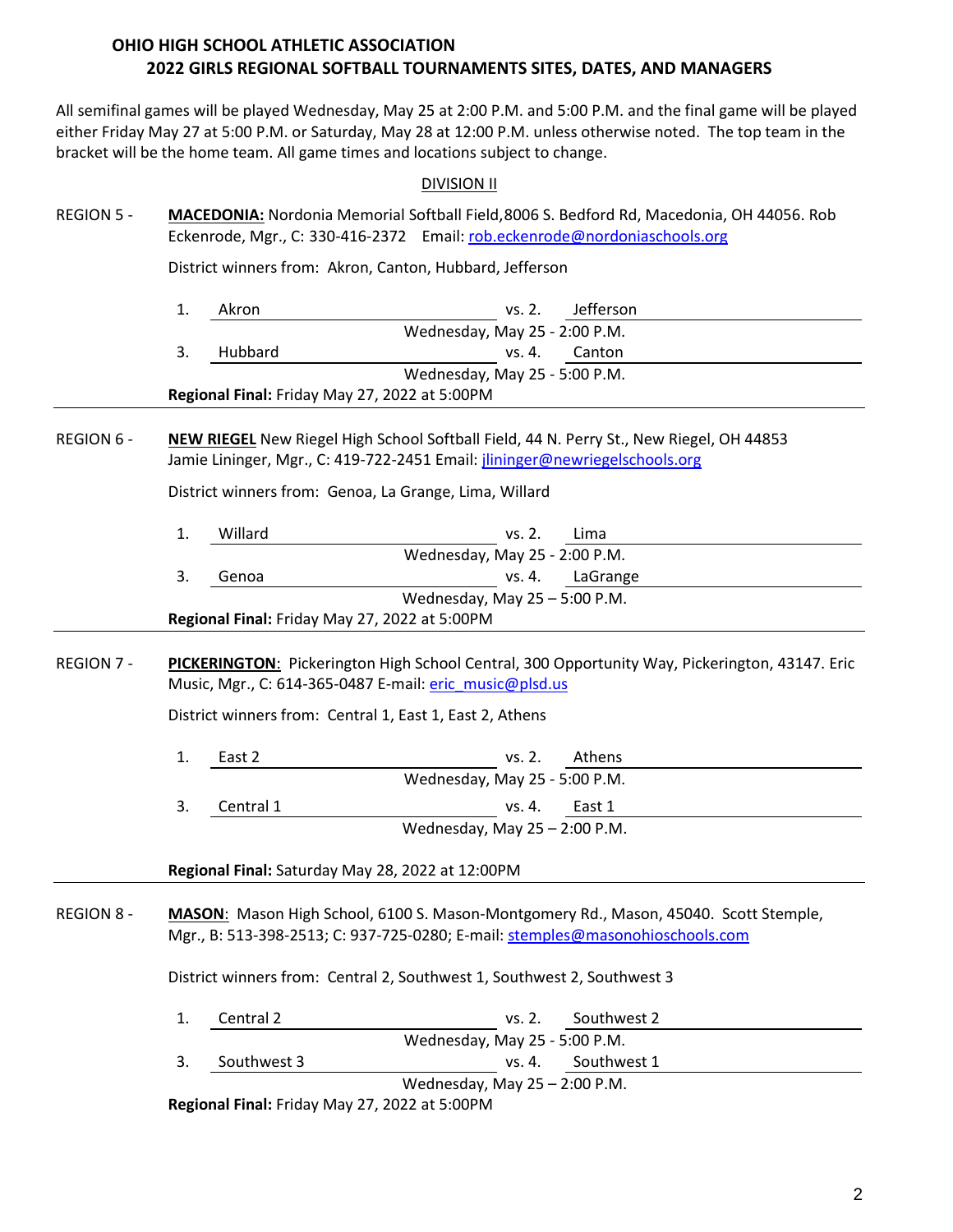**OHIO HIGH SCHOOL ATHLETIC ASSOCIATION**

**2022 GIRLS REGIONAL SOFTBALL TOURNAMENTS SITES, DATES, AND MANAGERS**

All semifinal games will be played Wednesday, May 25 at 2:00 P.M. and 5:00 P.M. and the final game will be played either Friday May 27 at 5:00 P.M. or Saturday, May 28 at 12:00 P.M. unless otherwise noted. The top team in the bracket will be the home team. All game times and locations subject to change.

DIVISION II

REGION 5 - **MACEDONIA:** Nordonia Memorial Softball Field,8006 S. Bedford Rd, Macedonia, OH 44056. Rob Eckenrode, Mgr., C: 330-416-2372 Email: rob.eckenrode@nordoniaschools.org

District winners from: Akron, Canton, Hubbard, Jefferson

1. Akron vs. 2. Jefferson
Wednesday, May 25 - 2:00 P.M.
3. Hubbard vs. 4. Canton
Wednesday, May 25 - 5:00 P.M.

**Regional Final:** Friday May 27, 2022 at 5:00PM

---

REGION 6 - **NEW RIEGEL** New Riegel High School Softball Field, 44 N. Perry St., New Riegel, OH 44853 Jamie Lininger, Mgr., C: 419-722-2451 Email: jlininger@newriegelschools.org

District winners from: Genoa, La Grange, Lima, Willard

1. Willard vs. 2. Lima
Wednesday, May 25 - 2:00 P.M.
3. Genoa vs. 4. LaGrange
Wednesday, May 25 – 5:00 P.M.

**Regional Final:** Friday May 27, 2022 at 5:00PM

---

REGION 7 - **PICKERINGTON**: Pickerington High School Central, 300 Opportunity Way, Pickerington, 43147. Eric Music, Mgr., C: 614-365-0487 E-mail: eric_music@plsd.us

District winners from: Central 1, East 1, East 2, Athens

1. East 2 vs. 2. Athens
Wednesday, May 25 - 5:00 P.M.
3. Central 1 vs. 4. East 1
Wednesday, May 25 – 2:00 P.M.

**Regional Final:** Saturday May 28, 2022 at 12:00PM

---

REGION 8 - **MASON**: Mason High School, 6100 S. Mason-Montgomery Rd., Mason, 45040. Scott Stemple, Mgr., B: 513-398-2513; C: 937-725-0280; E-mail: stemples@masonohioschools.com

District winners from: Central 2, Southwest 1, Southwest 2, Southwest 3

1. Central 2 vs. 2. Southwest 2
Wednesday, May 25 - 5:00 P.M.
3. Southwest 3 vs. 4. Southwest 1
Wednesday, May 25 – 2:00 P.M.

**Regional Final:** Friday May 27, 2022 at 5:00PM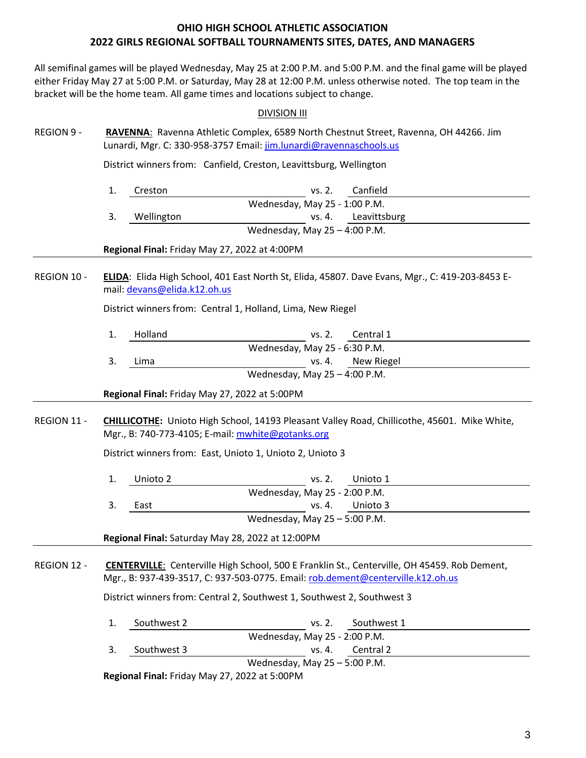# OHIO HIGH SCHOOL ATHLETIC ASSOCIATION
# 2022 GIRLS REGIONAL SOFTBALL TOURNAMENTS SITES, DATES, AND MANAGERS

All semifinal games will be played Wednesday, May 25 at 2:00 P.M. and 5:00 P.M. and the final game will be played either Friday May 27 at 5:00 P.M. or Saturday, May 28 at 12:00 P.M. unless otherwise noted. The top team in the bracket will be the home team. All game times and locations subject to change.

## DIVISION III

**REGION 9 -** **RAVENNA**: Ravenna Athletic Complex, 6589 North Chestnut Street, Ravenna, OH 44266. Jim Lunardi, Mgr. C: 330-958-3757 Email: jim.lunardi@ravennaschools.us

District winners from: Canfield, Creston, Leavittsburg, Wellington

1. Creston vs. 2. Canfield
   Wednesday, May 25 - 1:00 P.M.
3. Wellington vs. 4. Leavittsburg
   Wednesday, May 25 – 4:00 P.M.

**Regional Final:** Friday May 27, 2022 at 4:00PM

---

**REGION 10 -** **ELIDA**: Elida High School, 401 East North St, Elida, 45807. Dave Evans, Mgr., C: 419-203-8453 E-mail: devans@elida.k12.oh.us

District winners from: Central 1, Holland, Lima, New Riegel

1. Holland vs. 2. Central 1
   Wednesday, May 25 - 6:30 P.M.
3. Lima vs. 4. New Riegel
   Wednesday, May 25 – 4:00 P.M.

**Regional Final:** Friday May 27, 2022 at 5:00PM

---

**REGION 11 -** **CHILLICOTHE:** Unioto High School, 14193 Pleasant Valley Road, Chillicothe, 45601. Mike White, Mgr., B: 740-773-4105; E-mail: mwhite@gotanks.org

District winners from: East, Unioto 1, Unioto 2, Unioto 3

1. Unioto 2 vs. 2. Unioto 1
   Wednesday, May 25 - 2:00 P.M.
3. East vs. 4. Unioto 3
   Wednesday, May 25 – 5:00 P.M.

**Regional Final:** Saturday May 28, 2022 at 12:00PM

---

**REGION 12 -** **CENTERVILLE**: Centerville High School, 500 E Franklin St., Centerville, OH 45459. Rob Dement, Mgr., B: 937-439-3517, C: 937-503-0775. Email: rob.dement@centerville.k12.oh.us

District winners from: Central 2, Southwest 1, Southwest 2, Southwest 3

1. Southwest 2 vs. 2. Southwest 1
   Wednesday, May 25 - 2:00 P.M.
3. Southwest 3 vs. 4. Central 2
   Wednesday, May 25 – 5:00 P.M.

**Regional Final:** Friday May 27, 2022 at 5:00PM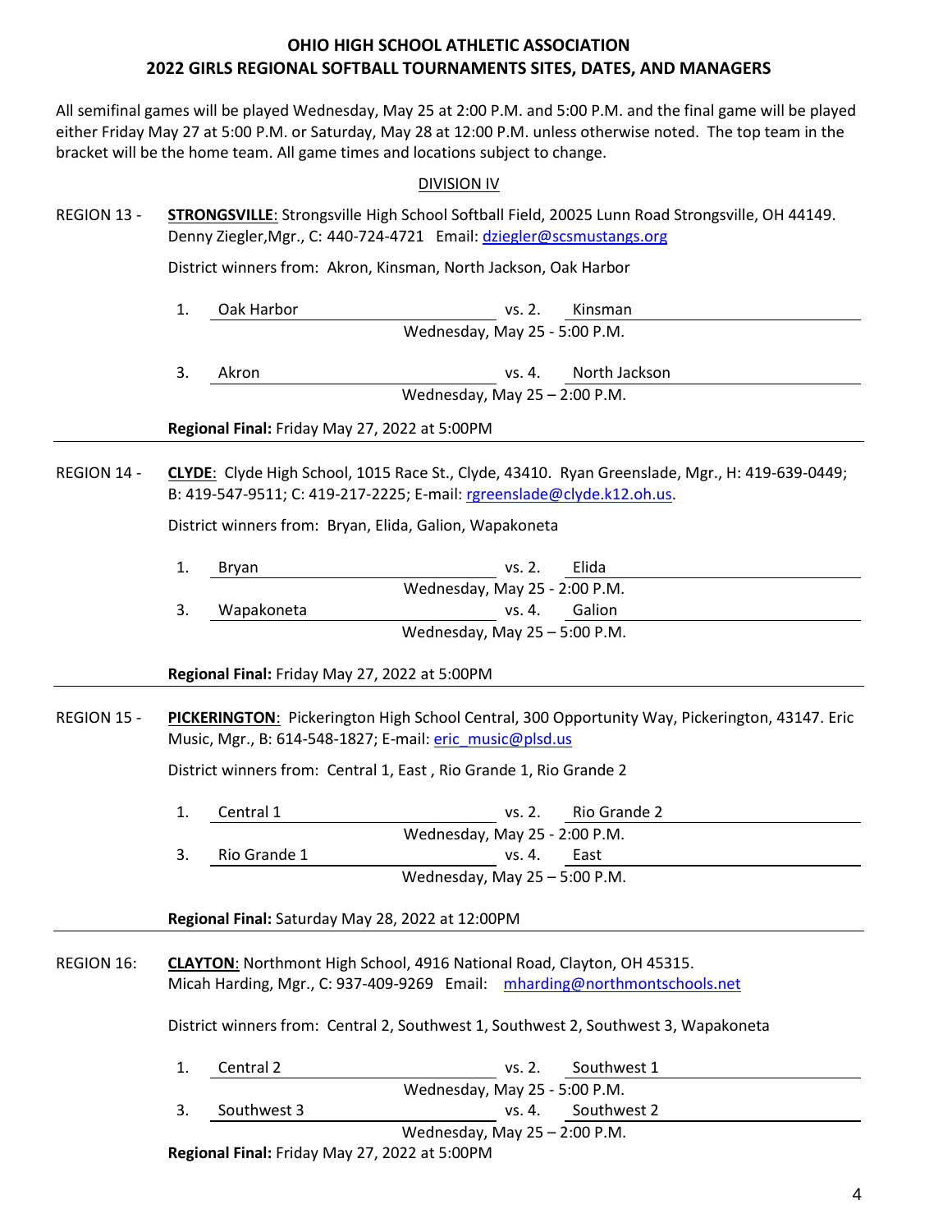# OHIO HIGH SCHOOL ATHLETIC ASSOCIATION
## 2022 GIRLS REGIONAL SOFTBALL TOURNAMENTS SITES, DATES, AND MANAGERS

All semifinal games will be played Wednesday, May 25 at 2:00 P.M. and 5:00 P.M. and the final game will be played either Friday May 27 at 5:00 P.M. or Saturday, May 28 at 12:00 P.M. unless otherwise noted. The top team in the bracket will be the home team. All game times and locations subject to change.

### DIVISION IV

REGION 13 - **STRONGSVILLE**: Strongsville High School Softball Field, 20025 Lunn Road Strongsville, OH 44149. Denny Ziegler,Mgr., C: 440-724-4721 Email: dziegler@scsmustangs.org

District winners from: Akron, Kinsman, North Jackson, Oak Harbor

1. Oak Harbor vs. 2. Kinsman
   Wednesday, May 25 - 5:00 P.M.

3. Akron vs. 4. North Jackson
   Wednesday, May 25 – 2:00 P.M.

**Regional Final:** Friday May 27, 2022 at 5:00PM

---

REGION 14 - **CLYDE**: Clyde High School, 1015 Race St., Clyde, 43410. Ryan Greenslade, Mgr., H: 419-639-0449; B: 419-547-9511; C: 419-217-2225; E-mail: rgreenslade@clyde.k12.oh.us.

District winners from: Bryan, Elida, Galion, Wapakoneta

1. Bryan vs. 2. Elida
   Wednesday, May 25 - 2:00 P.M.

3. Wapakoneta vs. 4. Galion
   Wednesday, May 25 – 5:00 P.M.

**Regional Final:** Friday May 27, 2022 at 5:00PM

---

REGION 15 - **PICKERINGTON**: Pickerington High School Central, 300 Opportunity Way, Pickerington, 43147. Eric Music, Mgr., B: 614-548-1827; E-mail: eric_music@plsd.us

District winners from: Central 1, East , Rio Grande 1, Rio Grande 2

1. Central 1 vs. 2. Rio Grande 2
   Wednesday, May 25 - 2:00 P.M.

3. Rio Grande 1 vs. 4. East
   Wednesday, May 25 – 5:00 P.M.

**Regional Final:** Saturday May 28, 2022 at 12:00PM

---

REGION 16: **CLAYTON**: Northmont High School, 4916 National Road, Clayton, OH 45315. Micah Harding, Mgr., C: 937-409-9269 Email: mharding@northmontschools.net

District winners from: Central 2, Southwest 1, Southwest 2, Southwest 3, Wapakoneta

1. Central 2 vs. 2. Southwest 1
   Wednesday, May 25 - 5:00 P.M.

3. Southwest 3 vs. 4. Southwest 2
   Wednesday, May 25 – 2:00 P.M.

**Regional Final:** Friday May 27, 2022 at 5:00PM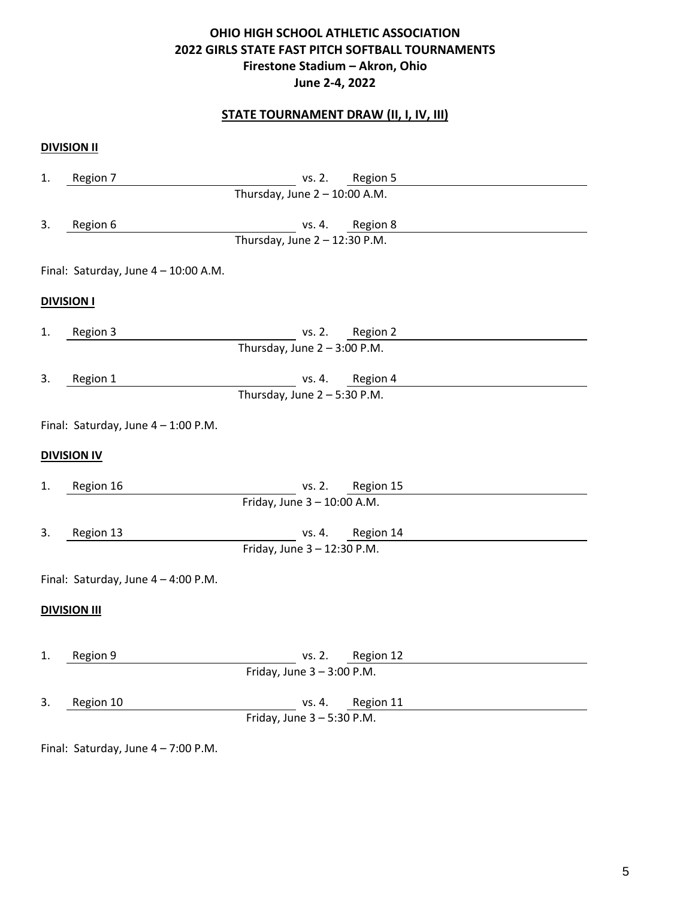**OHIO HIGH SCHOOL ATHLETIC ASSOCIATION**
**2022 GIRLS STATE FAST PITCH SOFTBALL TOURNAMENTS**
**Firestone Stadium – Akron, Ohio**
**June 2-4, 2022**

**STATE TOURNAMENT DRAW (II, I, IV, III)**

**DIVISION II**

1. Region 7 vs. 2. Region 5
Thursday, June 2 – 10:00 A.M.

3. Region 6 vs. 4. Region 8
Thursday, June 2 – 12:30 P.M.

Final: Saturday, June 4 – 10:00 A.M.

**DIVISION I**

1. Region 3 vs. 2. Region 2
Thursday, June 2 – 3:00 P.M.

3. Region 1 vs. 4. Region 4
Thursday, June 2 – 5:30 P.M.

Final: Saturday, June 4 – 1:00 P.M.

**DIVISION IV**

1. Region 16 vs. 2. Region 15
Friday, June 3 – 10:00 A.M.

3. Region 13 vs. 4. Region 14
Friday, June 3 – 12:30 P.M.

Final: Saturday, June 4 – 4:00 P.M.

**DIVISION III**

1. Region 9 vs. 2. Region 12
Friday, June 3 – 3:00 P.M.

3. Region 10 vs. 4. Region 11
Friday, June 3 – 5:30 P.M.

Final: Saturday, June 4 – 7:00 P.M.